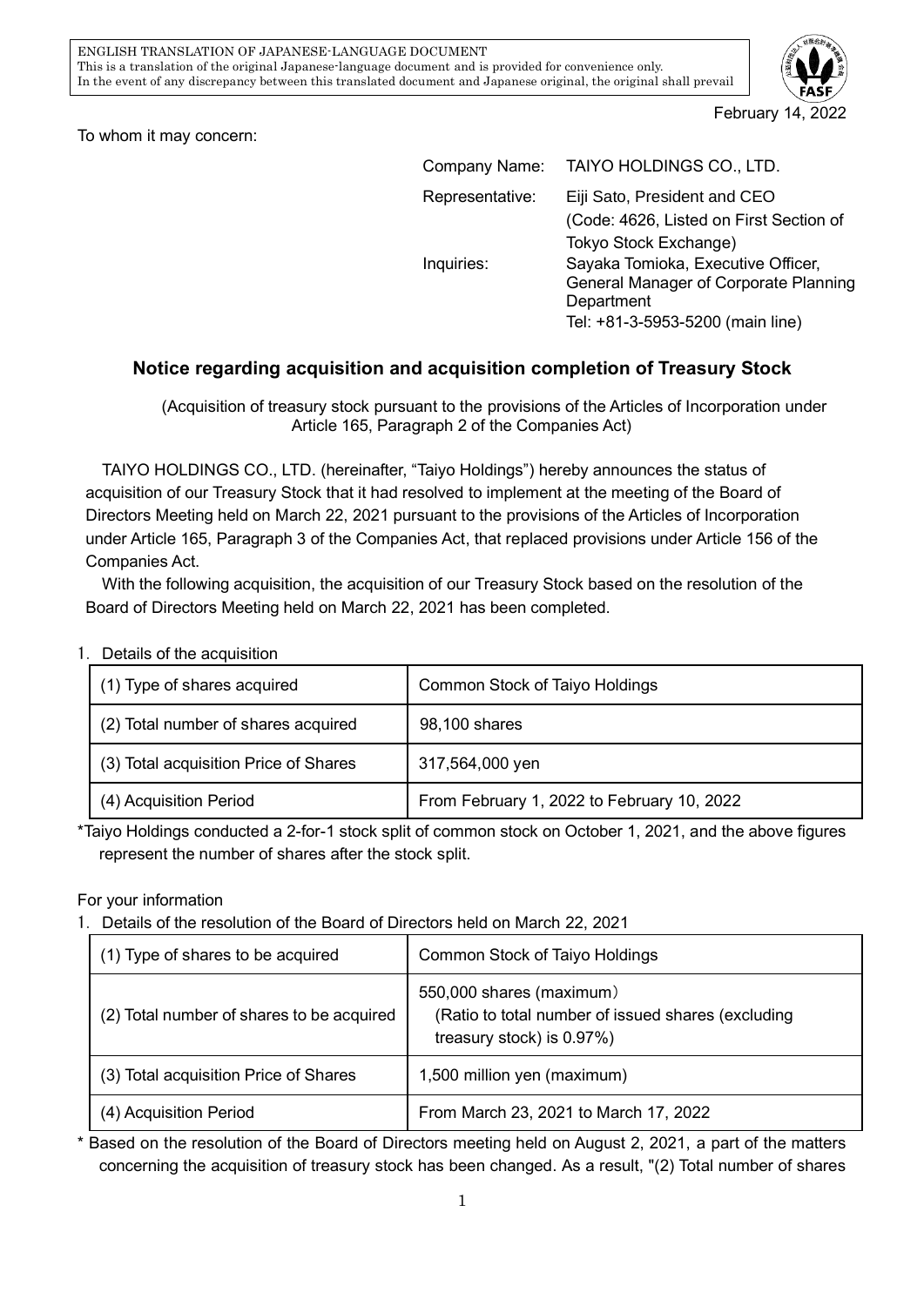ENGLISH TRANSLATION OF JAPANESE-LANGUAGE DOCUMENT
This is a translation of the original Japanese-language document and is provided for convenience only.
In the event of any discrepancy between this translated document and Japanese original, the original shall prevail

February 14, 2022

To whom it may concern:

Company Name: TAIYO HOLDINGS CO., LTD.
Representative: Eiji Sato, President and CEO
(Code: 4626, Listed on First Section of Tokyo Stock Exchange)
Inquiries: Sayaka Tomioka, Executive Officer, General Manager of Corporate Planning Department
Tel: +81-3-5953-5200 (main line)

## Notice regarding acquisition and acquisition completion of Treasury Stock

(Acquisition of treasury stock pursuant to the provisions of the Articles of Incorporation under Article 165, Paragraph 2 of the Companies Act)

TAIYO HOLDINGS CO., LTD. (hereinafter, "Taiyo Holdings") hereby announces the status of acquisition of our Treasury Stock that it had resolved to implement at the meeting of the Board of Directors Meeting held on March 22, 2021 pursuant to the provisions of the Articles of Incorporation under Article 165, Paragraph 3 of the Companies Act, that replaced provisions under Article 156 of the Companies Act.

With the following acquisition, the acquisition of our Treasury Stock based on the resolution of the Board of Directors Meeting held on March 22, 2021 has been completed.

1. Details of the acquisition

| (1) Type of shares acquired | Common Stock of Taiyo Holdings |
|---|---|
| (2) Total number of shares acquired | 98,100 shares |
| (3) Total acquisition Price of Shares | 317,564,000 yen |
| (4) Acquisition Period | From February 1, 2022 to February 10, 2022 |

*Taiyo Holdings conducted a 2-for-1 stock split of common stock on October 1, 2021, and the above figures represent the number of shares after the stock split.

For your information

1. Details of the resolution of the Board of Directors held on March 22, 2021

| (1) Type of shares to be acquired | Common Stock of Taiyo Holdings |
|---|---|
| (2) Total number of shares to be acquired | 550,000 shares (maximum) (Ratio to total number of issued shares (excluding treasury stock) is 0.97%) |
| (3) Total acquisition Price of Shares | 1,500 million yen (maximum) |
| (4) Acquisition Period | From March 23, 2021 to March 17, 2022 |

* Based on the resolution of the Board of Directors meeting held on August 2, 2021, a part of the matters concerning the acquisition of treasury stock has been changed. As a result, "(2) Total number of shares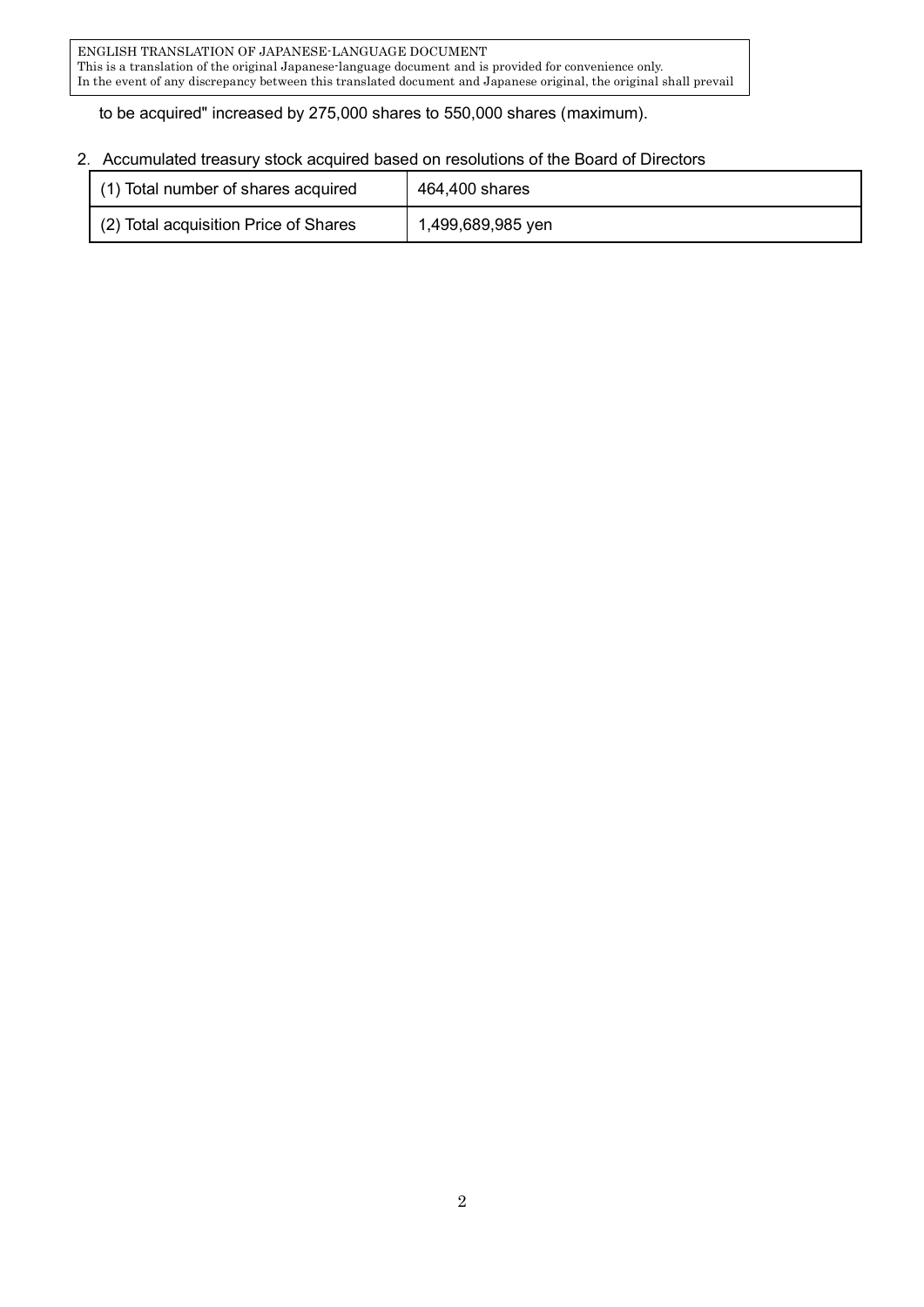to be acquired" increased by 275,000 shares to 550,000 shares (maximum).

2. Accumulated treasury stock acquired based on resolutions of the Board of Directors

| | |
|---|---|
| (1) Total number of shares acquired | 464,400 shares |
| (2) Total acquisition Price of Shares | 1,499,689,985 yen |